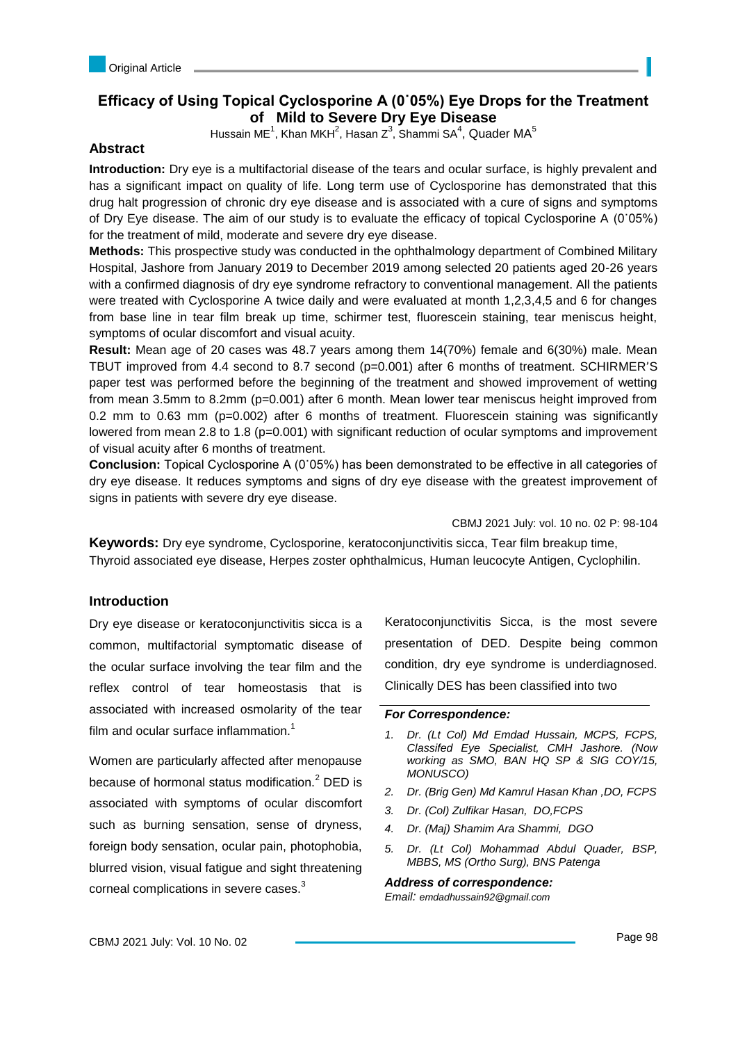Original Article

# Efficacy of Using Topical Cyclosporine A (0˙05%) Eye Drops for the Treatment of Mild to Severe Dry Eye Disease

Hussain ME[1], Khan MKH[2], Hasan Z[3], Shammi SA[4], Quader MA[5]

## Abstract

**Introduction:** Dry eye is a multifactorial disease of the tears and ocular surface, is highly prevalent and has a significant impact on quality of life. Long term use of Cyclosporine has demonstrated that this drug halt progression of chronic dry eye disease and is associated with a cure of signs and symptoms of Dry Eye disease. The aim of our study is to evaluate the efficacy of topical Cyclosporine A (0˙05%) for the treatment of mild, moderate and severe dry eye disease.

**Methods:** This prospective study was conducted in the ophthalmology department of Combined Military Hospital, Jashore from January 2019 to December 2019 among selected 20 patients aged 20-26 years with a confirmed diagnosis of dry eye syndrome refractory to conventional management. All the patients were treated with Cyclosporine A twice daily and were evaluated at month 1,2,3,4,5 and 6 for changes from base line in tear film break up time, schirmer test, fluorescein staining, tear meniscus height, symptoms of ocular discomfort and visual acuity.

**Result:** Mean age of 20 cases was 48.7 years among them 14(70%) female and 6(30%) male. Mean TBUT improved from 4.4 second to 8.7 second (p=0.001) after 6 months of treatment. SCHIRMER'S paper test was performed before the beginning of the treatment and showed improvement of wetting from mean 3.5mm to 8.2mm (p=0.001) after 6 month. Mean lower tear meniscus height improved from 0.2 mm to 0.63 mm (p=0.002) after 6 months of treatment. Fluorescein staining was significantly lowered from mean 2.8 to 1.8 (p=0.001) with significant reduction of ocular symptoms and improvement of visual acuity after 6 months of treatment.

**Conclusion:** Topical Cyclosporine A (0˙05%) has been demonstrated to be effective in all categories of dry eye disease. It reduces symptoms and signs of dry eye disease with the greatest improvement of signs in patients with severe dry eye disease.

CBMJ 2021 July: vol. 10 no. 02 P: 98-104

**Keywords:** Dry eye syndrome, Cyclosporine, keratoconjunctivitis sicca, Tear film breakup time, Thyroid associated eye disease, Herpes zoster ophthalmicus, Human leucocyte Antigen, Cyclophilin.

## Introduction

Dry eye disease or keratoconjunctivitis sicca is a common, multifactorial symptomatic disease of the ocular surface involving the tear film and the reflex control of tear homeostasis that is associated with increased osmolarity of the tear film and ocular surface inflammation.[1]

Women are particularly affected after menopause because of hormonal status modification.[2] DED is associated with symptoms of ocular discomfort such as burning sensation, sense of dryness, foreign body sensation, ocular pain, photophobia, blurred vision, visual fatigue and sight threatening corneal complications in severe cases.[3]

Keratoconjunctivitis Sicca, is the most severe presentation of DED. Despite being common condition, dry eye syndrome is underdiagnosed. Clinically DES has been classified into two

*For Correspondence:*

1. *Dr. (Lt Col) Md Emdad Hussain, MCPS, FCPS, Classifed Eye Specialist, CMH Jashore. (Now working as SMO, BAN HQ SP & SIG COY/15, MONUSCO)*
2. *Dr. (Brig Gen) Md Kamrul Hasan Khan ,DO, FCPS*
3. *Dr. (Col) Zulfikar Hasan, DO,FCPS*
4. *Dr. (Maj) Shamim Ara Shammi, DGO*
5. *Dr. (Lt Col) Mohammad Abdul Quader, BSP, MBBS, MS (Ortho Surg), BNS Patenga*

***Address of correspondence:***
*Email: emdadhussain92@gmail.com*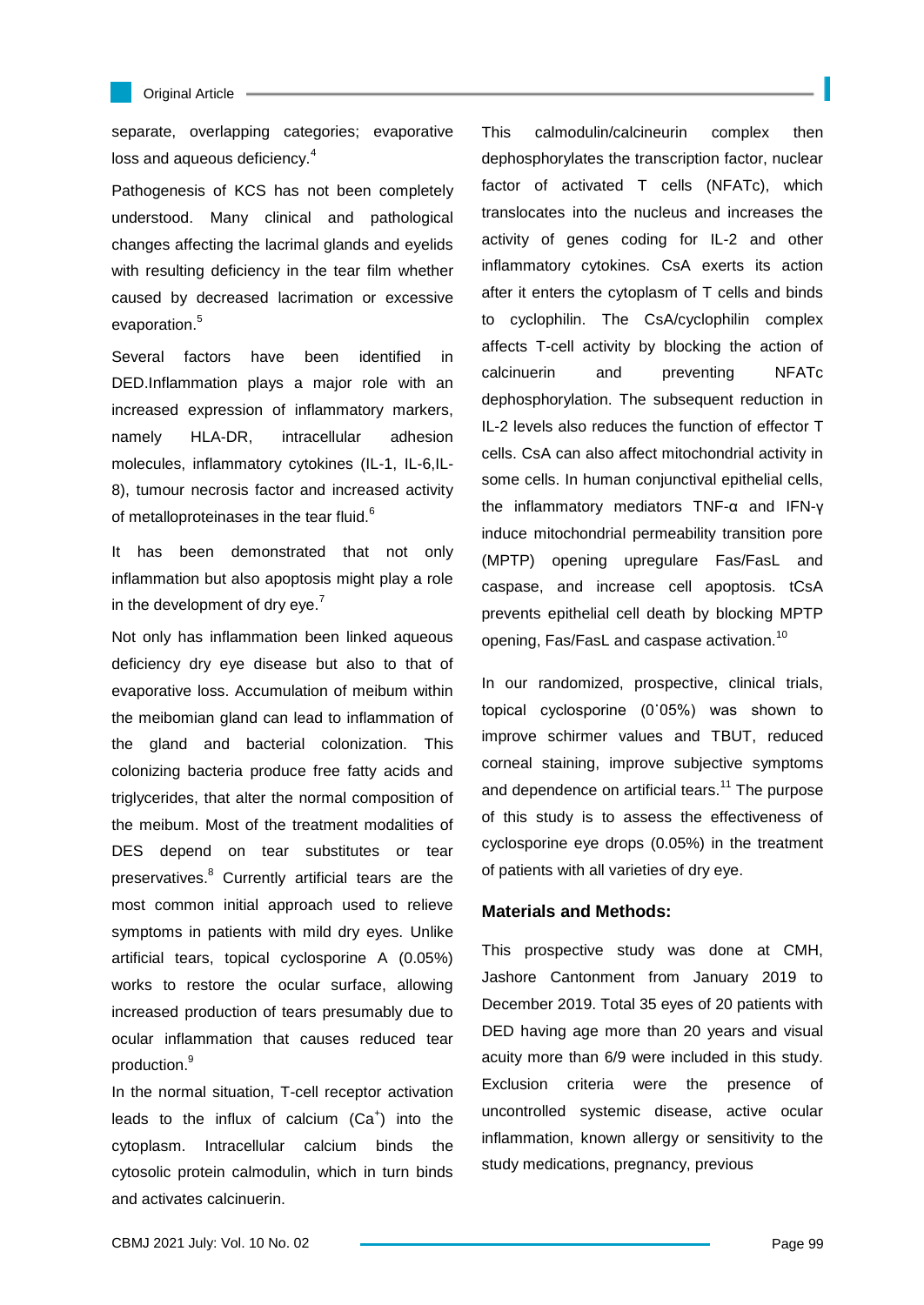separate, overlapping categories; evaporative loss and aqueous deficiency.[4]

Pathogenesis of KCS has not been completely understood. Many clinical and pathological changes affecting the lacrimal glands and eyelids with resulting deficiency in the tear film whether caused by decreased lacrimation or excessive evaporation.[5]

Several factors have been identified in DED.Inflammation plays a major role with an increased expression of inflammatory markers, namely HLA-DR, intracellular adhesion molecules, inflammatory cytokines (IL-1, IL-6,IL-8), tumour necrosis factor and increased activity of metalloproteinases in the tear fluid.[6]

It has been demonstrated that not only inflammation but also apoptosis might play a role in the development of dry eye.[7]

Not only has inflammation been linked aqueous deficiency dry eye disease but also to that of evaporative loss. Accumulation of meibum within the meibomian gland can lead to inflammation of the gland and bacterial colonization. This colonizing bacteria produce free fatty acids and triglycerides, that alter the normal composition of the meibum. Most of the treatment modalities of DES depend on tear substitutes or tear preservatives.[8] Currently artificial tears are the most common initial approach used to relieve symptoms in patients with mild dry eyes. Unlike artificial tears, topical cyclosporine A (0.05%) works to restore the ocular surface, allowing increased production of tears presumably due to ocular inflammation that causes reduced tear production.[9]

In the normal situation, T-cell receptor activation leads to the influx of calcium ($Ca^{+}$) into the cytoplasm. Intracellular calcium binds the cytosolic protein calmodulin, which in turn binds and activates calcinuerin. This calmodulin/calcineurin complex then dephosphorylates the transcription factor, nuclear factor of activated T cells (NFATc), which translocates into the nucleus and increases the activity of genes coding for IL-2 and other inflammatory cytokines. CsA exerts its action after it enters the cytoplasm of T cells and binds to cyclophilin. The CsA/cyclophilin complex affects T-cell activity by blocking the action of calcinuerin and preventing NFATc dephosphorylation. The subsequent reduction in IL-2 levels also reduces the function of effector T cells. CsA can also affect mitochondrial activity in some cells. In human conjunctival epithelial cells, the inflammatory mediators TNF-α and IFN-γ induce mitochondrial permeability transition pore (MPTP) opening upregulare Fas/FasL and caspase, and increase cell apoptosis. tCsA prevents epithelial cell death by blocking MPTP opening, Fas/FasL and caspase activation.[10]

In our randomized, prospective, clinical trials, topical cyclosporine (0˙05%) was shown to improve schirmer values and TBUT, reduced corneal staining, improve subjective symptoms and dependence on artificial tears.[11] The purpose of this study is to assess the effectiveness of cyclosporine eye drops (0.05%) in the treatment of patients with all varieties of dry eye.

## Materials and Methods:

This prospective study was done at CMH, Jashore Cantonment from January 2019 to December 2019. Total 35 eyes of 20 patients with DED having age more than 20 years and visual acuity more than 6/9 were included in this study. Exclusion criteria were the presence of uncontrolled systemic disease, active ocular inflammation, known allergy or sensitivity to the study medications, pregnancy, previous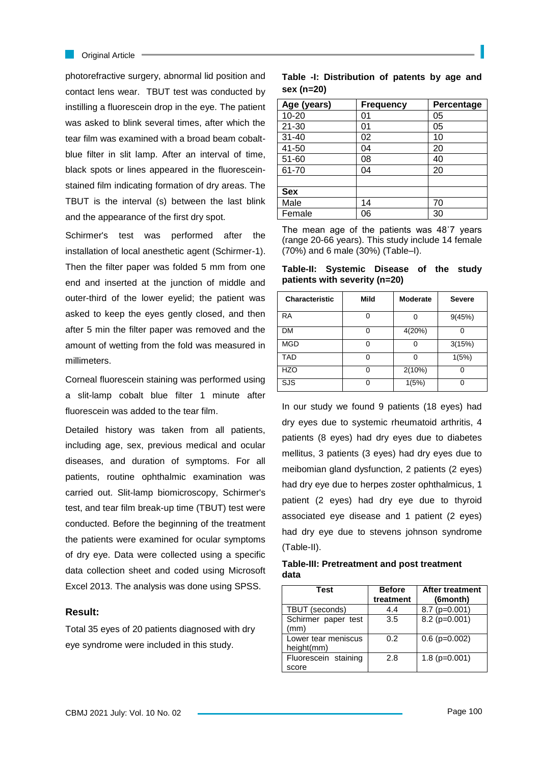photorefractive surgery, abnormal lid position and contact lens wear. TBUT test was conducted by instilling a fluorescein drop in the eye. The patient was asked to blink several times, after which the tear film was examined with a broad beam cobalt-blue filter in slit lamp. After an interval of time, black spots or lines appeared in the fluorescein-stained film indicating formation of dry areas. The TBUT is the interval (s) between the last blink and the appearance of the first dry spot.

Schirmer's test was performed after the installation of local anesthetic agent (Schirmer-1). Then the filter paper was folded 5 mm from one end and inserted at the junction of middle and outer-third of the lower eyelid; the patient was asked to keep the eyes gently closed, and then after 5 min the filter paper was removed and the amount of wetting from the fold was measured in millimeters.

Corneal fluorescein staining was performed using a slit-lamp cobalt blue filter 1 minute after fluorescein was added to the tear film.

Detailed history was taken from all patients, including age, sex, previous medical and ocular diseases, and duration of symptoms. For all patients, routine ophthalmic examination was carried out. Slit-lamp biomicroscopy, Schirmer's test, and tear film break-up time (TBUT) test were conducted. Before the beginning of the treatment the patients were examined for ocular symptoms of dry eye. Data were collected using a specific data collection sheet and coded using Microsoft Excel 2013. The analysis was done using SPSS.

## Result:

Total 35 eyes of 20 patients diagnosed with dry eye syndrome were included in this study.

**Table -I: Distribution of patents by age and sex (n=20)**

| Age (years) | Frequency | Percentage |
|---|---|---|
| 10-20 | 01 | 05 |
| 21-30 | 01 | 05 |
| 31-40 | 02 | 10 |
| 41-50 | 04 | 20 |
| 51-60 | 08 | 40 |
| 61-70 | 04 | 20 |
| | | |
| **Sex** | | |
| Male | 14 | 70 |
| Female | 06 | 30 |

The mean age of the patients was 48˙7 years (range 20-66 years). This study include 14 female (70%) and 6 male (30%) (Table–I).

**Table-II: Systemic Disease of the study patients with severity (n=20)**

| Characteristic | Mild | Moderate | Severe |
|---|---|---|---|
| RA | 0 | 0 | 9(45%) |
| DM | 0 | 4(20%) | 0 |
| MGD | 0 | 0 | 3(15%) |
| TAD | 0 | 0 | 1(5%) |
| HZO | 0 | 2(10%) | 0 |
| SJS | 0 | 1(5%) | 0 |

In our study we found 9 patients (18 eyes) had dry eyes due to systemic rheumatoid arthritis, 4 patients (8 eyes) had dry eyes due to diabetes mellitus, 3 patients (3 eyes) had dry eyes due to meibomian gland dysfunction, 2 patients (2 eyes) had dry eye due to herpes zoster ophthalmicus, 1 patient (2 eyes) had dry eye due to thyroid associated eye disease and 1 patient (2 eyes) had dry eye due to stevens johnson syndrome (Table-II).

**Table-III: Pretreatment and post treatment data**

| Test | Before treatment | After treatment (6month) |
|---|---|---|
| TBUT (seconds) | 4.4 | 8.7 (p=0.001) |
| Schirmer paper test (mm) | 3.5 | 8.2 (p=0.001) |
| Lower tear meniscus height(mm) | 0.2 | 0.6 (p=0.002) |
| Fluorescein staining score | 2.8 | 1.8 (p=0.001) |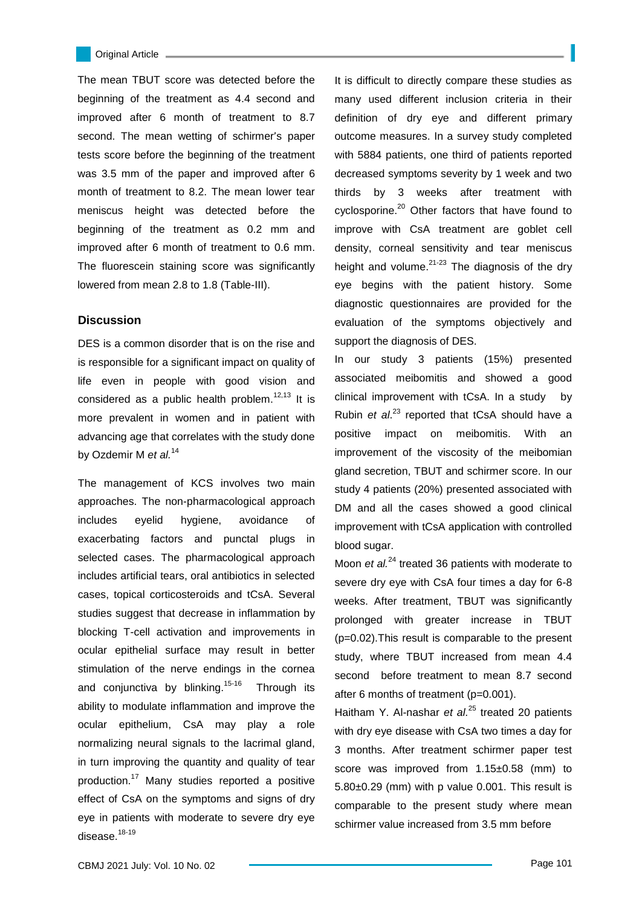The mean TBUT score was detected before the beginning of the treatment as 4.4 second and improved after 6 month of treatment to 8.7 second. The mean wetting of schirmer's paper tests score before the beginning of the treatment was 3.5 mm of the paper and improved after 6 month of treatment to 8.2. The mean lower tear meniscus height was detected before the beginning of the treatment as 0.2 mm and improved after 6 month of treatment to 0.6 mm. The fluorescein staining score was significantly lowered from mean 2.8 to 1.8 (Table-III).

## Discussion

DES is a common disorder that is on the rise and is responsible for a significant impact on quality of life even in people with good vision and considered as a public health problem.[12,13] It is more prevalent in women and in patient with advancing age that correlates with the study done by Ozdemir M *et al.*[14]

The management of KCS involves two main approaches. The non-pharmacological approach includes eyelid hygiene, avoidance of exacerbating factors and punctal plugs in selected cases. The pharmacological approach includes artificial tears, oral antibiotics in selected cases, topical corticosteroids and tCsA. Several studies suggest that decrease in inflammation by blocking T-cell activation and improvements in ocular epithelial surface may result in better stimulation of the nerve endings in the cornea and conjunctiva by blinking.[15-16] Through its ability to modulate inflammation and improve the ocular epithelium, CsA may play a role normalizing neural signals to the lacrimal gland, in turn improving the quantity and quality of tear production.[17] Many studies reported a positive effect of CsA on the symptoms and signs of dry eye in patients with moderate to severe dry eye disease.[18-19]

It is difficult to directly compare these studies as many used different inclusion criteria in their definition of dry eye and different primary outcome measures. In a survey study completed with 5884 patients, one third of patients reported decreased symptoms severity by 1 week and two thirds by 3 weeks after treatment with cyclosporine.[20] Other factors that have found to improve with CsA treatment are goblet cell density, corneal sensitivity and tear meniscus height and volume.[21-23] The diagnosis of the dry eye begins with the patient history. Some diagnostic questionnaires are provided for the evaluation of the symptoms objectively and support the diagnosis of DES.

In our study 3 patients (15%) presented associated meibomitis and showed a good clinical improvement with tCsA. In a study by Rubin *et al*.[23] reported that tCsA should have a positive impact on meibomitis. With an improvement of the viscosity of the meibomian gland secretion, TBUT and schirmer score. In our study 4 patients (20%) presented associated with DM and all the cases showed a good clinical improvement with tCsA application with controlled blood sugar.

Moon *et al.*[24] treated 36 patients with moderate to severe dry eye with CsA four times a day for 6-8 weeks. After treatment, TBUT was significantly prolonged with greater increase in TBUT ($p=0.02$).This result is comparable to the present study, where TBUT increased from mean 4.4 second before treatment to mean 8.7 second after 6 months of treatment ($p=0.001$).

Haitham Y. Al-nashar *et al.*[25] treated 20 patients with dry eye disease with CsA two times a day for 3 months. After treatment schirmer paper test score was improved from 1.15±0.58 (mm) to 5.80±0.29 (mm) with p value 0.001. This result is comparable to the present study where mean schirmer value increased from 3.5 mm before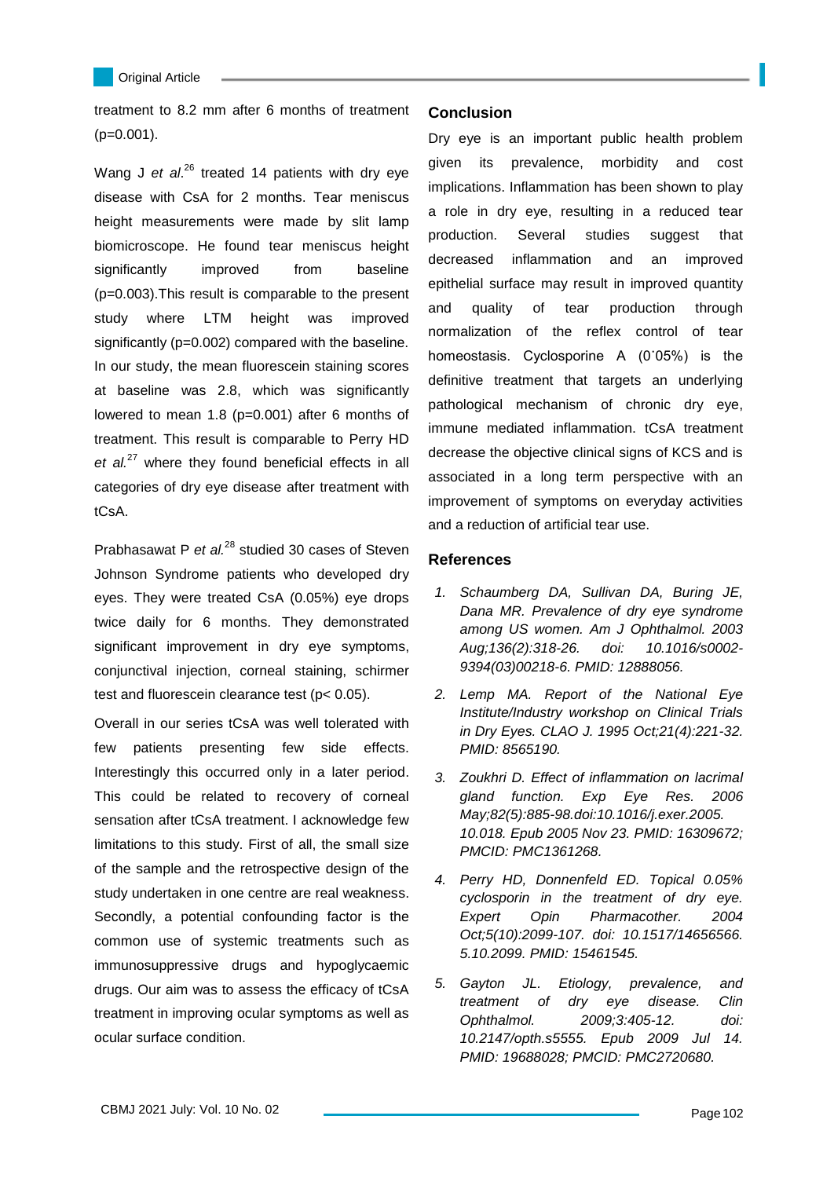treatment to 8.2 mm after 6 months of treatment ($p=0.001$).

Wang J *et al.*[26] treated 14 patients with dry eye disease with CsA for 2 months. Tear meniscus height measurements were made by slit lamp biomicroscope. He found tear meniscus height significantly improved from baseline ($p=0.003$).This result is comparable to the present study where LTM height was improved significantly ($p=0.002$) compared with the baseline. In our study, the mean fluorescein staining scores at baseline was 2.8, which was significantly lowered to mean 1.8 ($p=0.001$) after 6 months of treatment. This result is comparable to Perry HD *et al.*[27] where they found beneficial effects in all categories of dry eye disease after treatment with tCsA.

Prabhasawat P *et al.*[28] studied 30 cases of Steven Johnson Syndrome patients who developed dry eyes. They were treated CsA (0.05%) eye drops twice daily for 6 months. They demonstrated significant improvement in dry eye symptoms, conjunctival injection, corneal staining, schirmer test and fluorescein clearance test ($p< 0.05$).

Overall in our series tCsA was well tolerated with few patients presenting few side effects. Interestingly this occurred only in a later period. This could be related to recovery of corneal sensation after tCsA treatment. I acknowledge few limitations to this study. First of all, the small size of the sample and the retrospective design of the study undertaken in one centre are real weakness. Secondly, a potential confounding factor is the common use of systemic treatments such as immunosuppressive drugs and hypoglycaemic drugs. Our aim was to assess the efficacy of tCsA treatment in improving ocular symptoms as well as ocular surface condition.

## Conclusion

Dry eye is an important public health problem given its prevalence, morbidity and cost implications. Inflammation has been shown to play a role in dry eye, resulting in a reduced tear production. Several studies suggest that decreased inflammation and an improved epithelial surface may result in improved quantity and quality of tear production through normalization of the reflex control of tear homeostasis. Cyclosporine A (0˙05%) is the definitive treatment that targets an underlying pathological mechanism of chronic dry eye, immune mediated inflammation. tCsA treatment decrease the objective clinical signs of KCS and is associated in a long term perspective with an improvement of symptoms on everyday activities and a reduction of artificial tear use.

## References

1. *Schaumberg DA, Sullivan DA, Buring JE, Dana MR. Prevalence of dry eye syndrome among US women. Am J Ophthalmol. 2003 Aug;136(2):318-26. doi: 10.1016/s0002-9394(03)00218-6. PMID: 12888056.*
2. *Lemp MA. Report of the National Eye Institute/Industry workshop on Clinical Trials in Dry Eyes. CLAO J. 1995 Oct;21(4):221-32. PMID: 8565190.*
3. *Zoukhri D. Effect of inflammation on lacrimal gland function. Exp Eye Res. 2006 May;82(5):885-98.doi:10.1016/j.exer.2005. 10.018. Epub 2005 Nov 23. PMID: 16309672; PMCID: PMC1361268.*
4. *Perry HD, Donnenfeld ED. Topical 0.05% cyclosporin in the treatment of dry eye. Expert Opin Pharmacother. 2004 Oct;5(10):2099-107. doi: 10.1517/14656566. 5.10.2099. PMID: 15461545.*
5. *Gayton JL. Etiology, prevalence, and treatment of dry eye disease. Clin Ophthalmol. 2009;3:405-12. doi: 10.2147/opth.s5555. Epub 2009 Jul 14. PMID: 19688028; PMCID: PMC2720680.*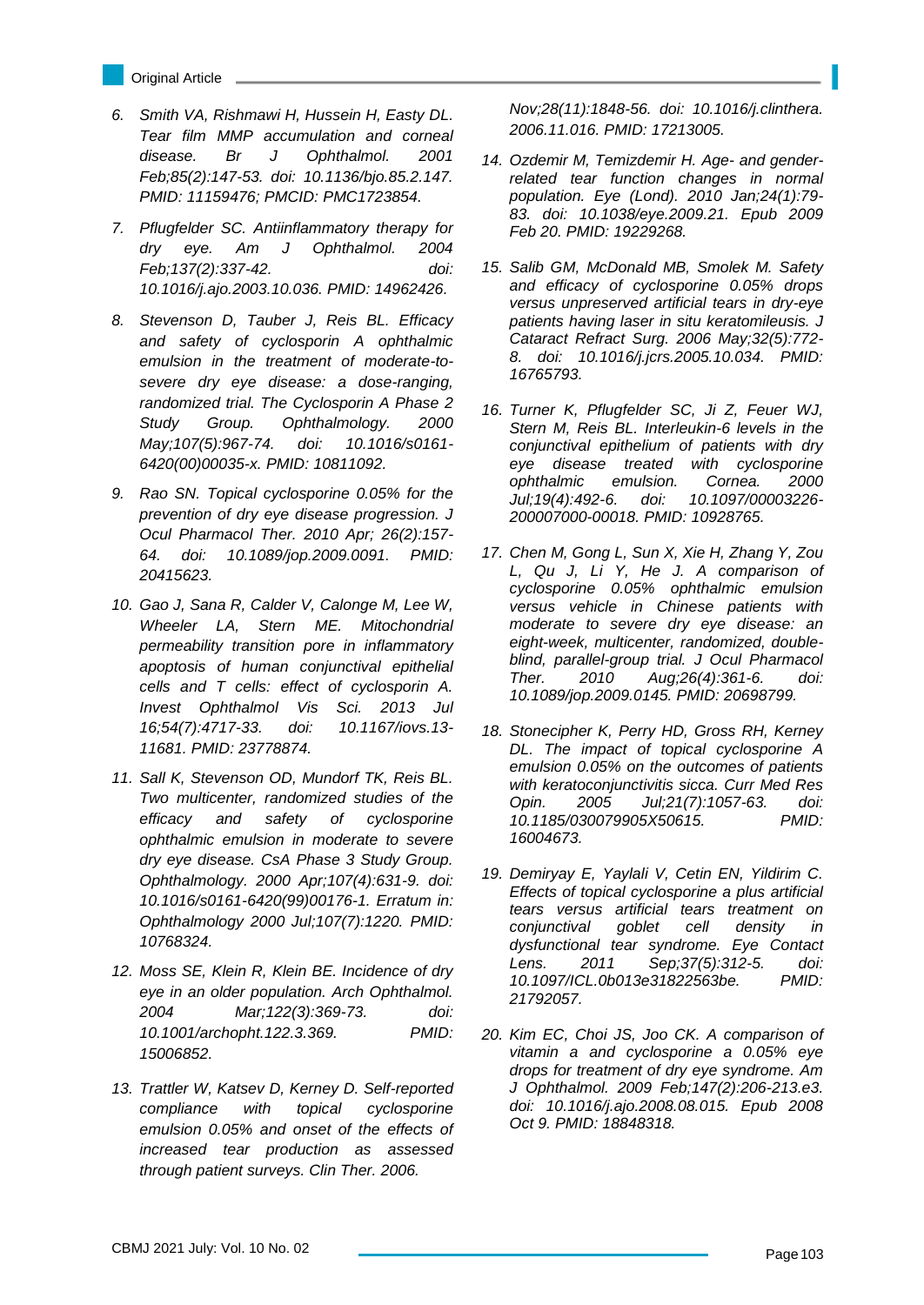6. *Smith VA, Rishmawi H, Hussein H, Easty DL. Tear film MMP accumulation and corneal disease. Br J Ophthalmol. 2001 Feb;85(2):147-53. doi: 10.1136/bjo.85.2.147. PMID: 11159476; PMCID: PMC1723854.*

7. *Pflugfelder SC. Antiinflammatory therapy for dry eye. Am J Ophthalmol. 2004 Feb;137(2):337-42. doi: 10.1016/j.ajo.2003.10.036. PMID: 14962426.*

8. *Stevenson D, Tauber J, Reis BL. Efficacy and safety of cyclosporin A ophthalmic emulsion in the treatment of moderate-to-severe dry eye disease: a dose-ranging, randomized trial. The Cyclosporin A Phase 2 Study Group. Ophthalmology. 2000 May;107(5):967-74. doi: 10.1016/s0161-6420(00)00035-x. PMID: 10811092.*

9. *Rao SN. Topical cyclosporine 0.05% for the prevention of dry eye disease progression. J Ocul Pharmacol Ther. 2010 Apr; 26(2):157-64. doi: 10.1089/jop.2009.0091. PMID: 20415623.*

10. *Gao J, Sana R, Calder V, Calonge M, Lee W, Wheeler LA, Stern ME. Mitochondrial permeability transition pore in inflammatory apoptosis of human conjunctival epithelial cells and T cells: effect of cyclosporin A. Invest Ophthalmol Vis Sci. 2013 Jul 16;54(7):4717-33. doi: 10.1167/iovs.13-11681. PMID: 23778874.*

11. *Sall K, Stevenson OD, Mundorf TK, Reis BL. Two multicenter, randomized studies of the efficacy and safety of cyclosporine ophthalmic emulsion in moderate to severe dry eye disease. CsA Phase 3 Study Group. Ophthalmology. 2000 Apr;107(4):631-9. doi: 10.1016/s0161-6420(99)00176-1. Erratum in: Ophthalmology 2000 Jul;107(7):1220. PMID: 10768324.*

12. *Moss SE, Klein R, Klein BE. Incidence of dry eye in an older population. Arch Ophthalmol. 2004 Mar;122(3):369-73. doi: 10.1001/archopht.122.3.369. PMID: 15006852.*

13. *Trattler W, Katsev D, Kerney D. Self-reported compliance with topical cyclosporine emulsion 0.05% and onset of the effects of increased tear production as assessed through patient surveys. Clin Ther. 2006. Nov;28(11):1848-56. doi: 10.1016/j.clinthera. 2006.11.016. PMID: 17213005.*

14. *Ozdemir M, Temizdemir H. Age- and gender-related tear function changes in normal population. Eye (Lond). 2010 Jan;24(1):79-83. doi: 10.1038/eye.2009.21. Epub 2009 Feb 20. PMID: 19229268.*

15. *Salib GM, McDonald MB, Smolek M. Safety and efficacy of cyclosporine 0.05% drops versus unpreserved artificial tears in dry-eye patients having laser in situ keratomileusis. J Cataract Refract Surg. 2006 May;32(5):772-8. doi: 10.1016/j.jcrs.2005.10.034. PMID: 16765793.*

16. *Turner K, Pflugfelder SC, Ji Z, Feuer WJ, Stern M, Reis BL. Interleukin-6 levels in the conjunctival epithelium of patients with dry eye disease treated with cyclosporine ophthalmic emulsion. Cornea. 2000 Jul;19(4):492-6. doi: 10.1097/00003226-200007000-00018. PMID: 10928765.*

17. *Chen M, Gong L, Sun X, Xie H, Zhang Y, Zou L, Qu J, Li Y, He J. A comparison of cyclosporine 0.05% ophthalmic emulsion versus vehicle in Chinese patients with moderate to severe dry eye disease: an eight-week, multicenter, randomized, double-blind, parallel-group trial. J Ocul Pharmacol Ther. 2010 Aug;26(4):361-6. doi: 10.1089/jop.2009.0145. PMID: 20698799.*

18. *Stonecipher K, Perry HD, Gross RH, Kerney DL. The impact of topical cyclosporine A emulsion 0.05% on the outcomes of patients with keratoconjunctivitis sicca. Curr Med Res Opin. 2005 Jul;21(7):1057-63. doi: 10.1185/030079905X50615. PMID: 16004673.*

19. *Demiryay E, Yaylali V, Cetin EN, Yildirim C. Effects of topical cyclosporine a plus artificial tears versus artificial tears treatment on conjunctival goblet cell density in dysfunctional tear syndrome. Eye Contact Lens. 2011 Sep;37(5):312-5. doi: 10.1097/ICL.0b013e31822563be. PMID: 21792057.*

20. *Kim EC, Choi JS, Joo CK. A comparison of vitamin a and cyclosporine a 0.05% eye drops for treatment of dry eye syndrome. Am J Ophthalmol. 2009 Feb;147(2):206-213.e3. doi: 10.1016/j.ajo.2008.08.015. Epub 2008 Oct 9. PMID: 18848318.*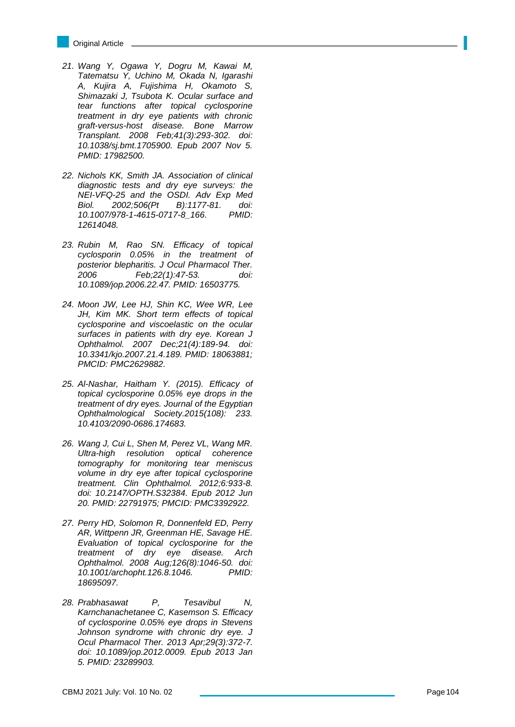21. *Wang Y, Ogawa Y, Dogru M, Kawai M, Tatematsu Y, Uchino M, Okada N, Igarashi A, Kujira A, Fujishima H, Okamoto S, Shimazaki J, Tsubota K. Ocular surface and tear functions after topical cyclosporine treatment in dry eye patients with chronic graft-versus-host disease. Bone Marrow Transplant. 2008 Feb;41(3):293-302. doi: 10.1038/sj.bmt.1705900. Epub 2007 Nov 5. PMID: 17982500.*

22. *Nichols KK, Smith JA. Association of clinical diagnostic tests and dry eye surveys: the NEI-VFQ-25 and the OSDI. Adv Exp Med Biol. 2002;506(Pt B):1177-81. doi: 10.1007/978-1-4615-0717-8_166. PMID: 12614048.*

23. *Rubin M, Rao SN. Efficacy of topical cyclosporin 0.05% in the treatment of posterior blepharitis. J Ocul Pharmacol Ther. 2006 Feb;22(1):47-53. doi: 10.1089/jop.2006.22.47. PMID: 16503775.*

24. *Moon JW, Lee HJ, Shin KC, Wee WR, Lee JH, Kim MK. Short term effects of topical cyclosporine and viscoelastic on the ocular surfaces in patients with dry eye. Korean J Ophthalmol. 2007 Dec;21(4):189-94. doi: 10.3341/kjo.2007.21.4.189. PMID: 18063881; PMCID: PMC2629882.*

25. *Al-Nashar, Haitham Y. (2015). Efficacy of topical cyclosporine 0.05% eye drops in the treatment of dry eyes. Journal of the Egyptian Ophthalmological Society.2015(108): 233. 10.4103/2090-0686.174683.*

26. *Wang J, Cui L, Shen M, Perez VL, Wang MR. Ultra-high resolution optical coherence tomography for monitoring tear meniscus volume in dry eye after topical cyclosporine treatment. Clin Ophthalmol. 2012;6:933-8. doi: 10.2147/OPTH.S32384. Epub 2012 Jun 20. PMID: 22791975; PMCID: PMC3392922.*

27. *Perry HD, Solomon R, Donnenfeld ED, Perry AR, Wittpenn JR, Greenman HE, Savage HE. Evaluation of topical cyclosporine for the treatment of dry eye disease. Arch Ophthalmol. 2008 Aug;126(8):1046-50. doi: 10.1001/archopht.126.8.1046. PMID: 18695097.*

28. *Prabhasawat P, Tesavibul N, Karnchanachetanee C, Kasemson S. Efficacy of cyclosporine 0.05% eye drops in Stevens Johnson syndrome with chronic dry eye. J Ocul Pharmacol Ther. 2013 Apr;29(3):372-7. doi: 10.1089/jop.2012.0009. Epub 2013 Jan 5. PMID: 23289903.*